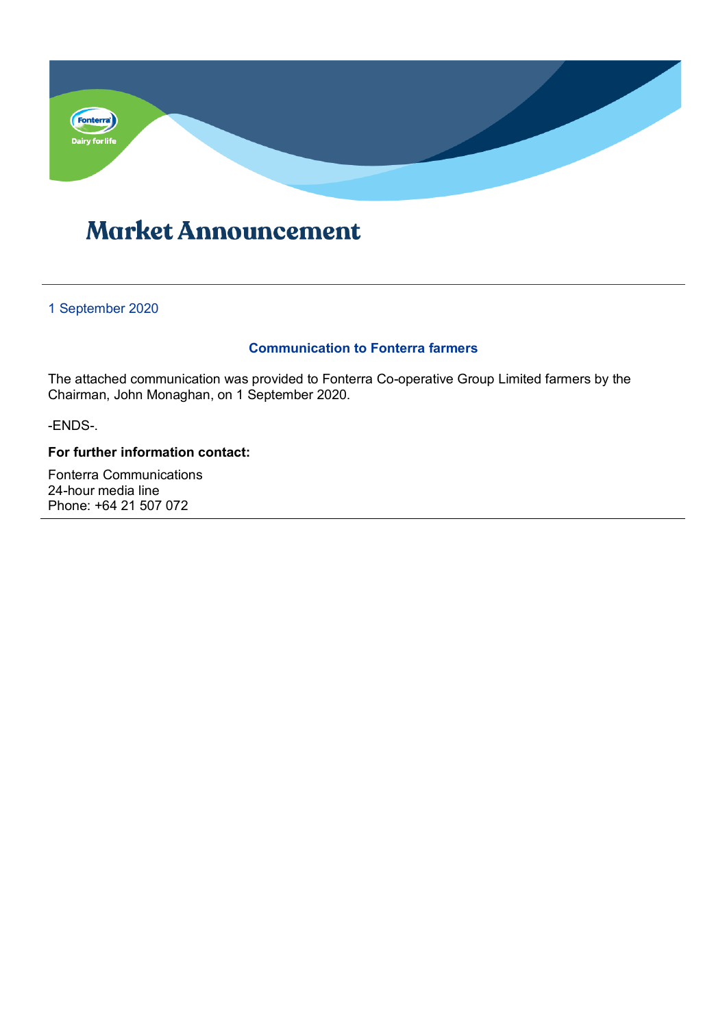# Market Announcement

1 September 2020

## Communication to Fonterra farmers

The attached communication was provided to Fonterra Co-operative Group Limited farmers by the Chairman, John Monaghan, on 1 September 2020.

-ENDS-.

**For further information contact:**

Fonterra Communications
24-hour media line
Phone: +64 21 507 072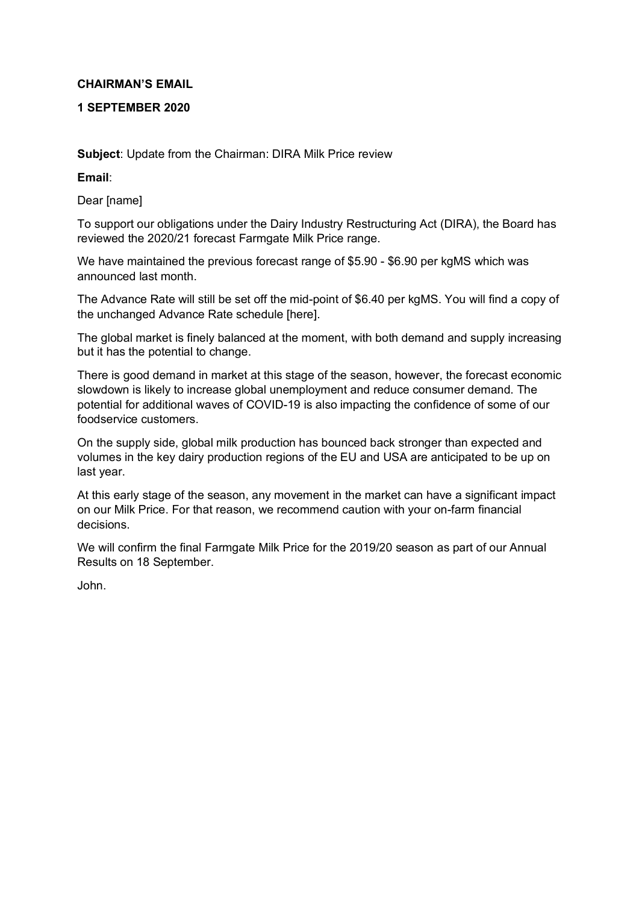**CHAIRMAN'S EMAIL**

**1 SEPTEMBER 2020**

**Subject**: Update from the Chairman: DIRA Milk Price review

**Email**:

Dear [name]

To support our obligations under the Dairy Industry Restructuring Act (DIRA), the Board has reviewed the 2020/21 forecast Farmgate Milk Price range.

We have maintained the previous forecast range of $5.90 - $6.90 per kgMS which was announced last month.

The Advance Rate will still be set off the mid-point of $6.40 per kgMS. You will find a copy of the unchanged Advance Rate schedule [here].

The global market is finely balanced at the moment, with both demand and supply increasing but it has the potential to change.

There is good demand in market at this stage of the season, however, the forecast economic slowdown is likely to increase global unemployment and reduce consumer demand. The potential for additional waves of COVID-19 is also impacting the confidence of some of our foodservice customers.

On the supply side, global milk production has bounced back stronger than expected and volumes in the key dairy production regions of the EU and USA are anticipated to be up on last year.

At this early stage of the season, any movement in the market can have a significant impact on our Milk Price. For that reason, we recommend caution with your on-farm financial decisions.

We will confirm the final Farmgate Milk Price for the 2019/20 season as part of our Annual Results on 18 September.

John.